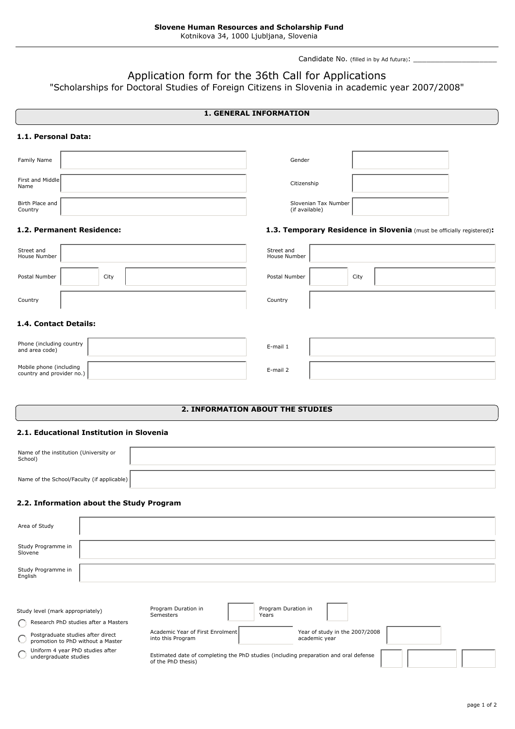**Slovene Human Resources and Scholarship Fund**
Kotnikova 34, 1000 Ljubljana, Slovenia

Candidate No. (filled in by Ad futura): ____________________

# Application form for the 36th Call for Applications

"Scholarships for Doctoral Studies of Foreign Citizens in Slovenia in academic year 2007/2008"

## 1. GENERAL INFORMATION

### 1.1. Personal Data:

| | | | |
|---|---|---|---|
| Family Name | | Gender | |
| First and Middle Name | | Citizenship | |
| Birth Place and Country | | Slovenian Tax Number (if available) | |

### 1.2. Permanent Residence:

| | |
|---|---|
| Street and House Number | |
| Postal Number | |
| City | |
| Country | |

### 1.3. Temporary Residence in Slovenia (must be officially registered):

| | |
|---|---|
| Street and House Number | |
| Postal Number | |
| City | |
| Country | |

### 1.4. Contact Details:

| | | | |
|---|---|---|---|
| Phone (including country and area code) | | E-mail 1 | |
| Mobile phone (including country and provider no.) | | E-mail 2 | |

## 2. INFORMATION ABOUT THE STUDIES

### 2.1. Educational Institution in Slovenia

| | |
|---|---|
| Name of the institution (University or School) | |
| Name of the School/Faculty (if applicable) | |

### 2.2. Information about the Study Program

| | |
|---|---|
| Area of Study | |
| Study Programme in Slovene | |
| Study Programme in English | |

Study level (mark appropriately)

- ○ Research PhD studies after a Masters
- ○ Postgraduate studies after direct promotion to PhD without a Master
- ○ Uniform 4 year PhD studies after undergraduate studies

| | | | |
|---|---|---|---|
| Program Duration in Semesters | | Program Duration in Years | |
| Academic Year of First Enrolment into this Program | | Year of study in the 2007/2008 academic year | |

Estimated date of completing the PhD studies (including preparation and oral defense of the PhD thesis): ____ ____ ____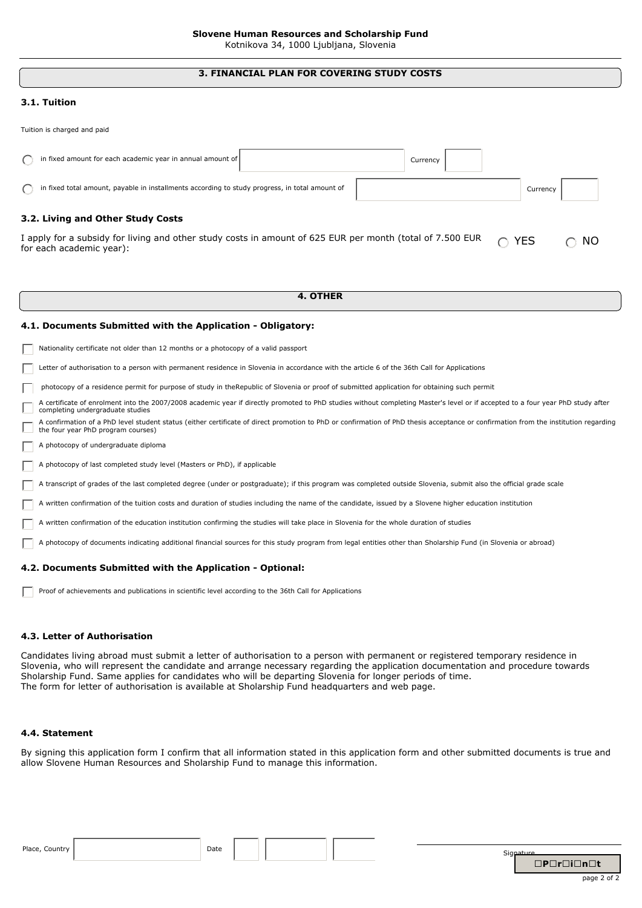**Slovene Human Resources and Scholarship Fund**
Kotnikova 34, 1000 Ljubljana, Slovenia

## 3. FINANCIAL PLAN FOR COVERING STUDY COSTS

### 3.1. Tuition

Tuition is charged and paid

- ○ in fixed amount for each academic year in annual amount of [ ] Currency [ ]
- ○ in fixed total amount, payable in installments according to study progress, in total amount of [ ] Currency [ ]

### 3.2. Living and Other Study Costs

I apply for a subsidy for living and other study costs in amount of 625 EUR per month (total of 7.500 EUR for each academic year): ○ YES ○ NO

## 4. OTHER

### 4.1. Documents Submitted with the Application - Obligatory:

- [ ] Nationality certificate not older than 12 months or a photocopy of a valid passport
- [ ] Letter of authorisation to a person with permanent residence in Slovenia in accordance with the article 6 of the 36th Call for Applications
- [ ] photocopy of a residence permit for purpose of study in theRepublic of Slovenia or proof of submitted application for obtaining such permit
- [ ] A certificate of enrolment into the 2007/2008 academic year if directly promoted to PhD studies without completing Master's level or if accepted to a four year PhD study after completing undergraduate studies
- [ ] A confirmation of a PhD level student status (either certificate of direct promotion to PhD or confirmation of PhD thesis acceptance or confirmation from the institution regarding the four year PhD program courses)
- [ ] A photocopy of undergraduate diploma
- [ ] A photocopy of last completed study level (Masters or PhD), if applicable
- [ ] A transcript of grades of the last completed degree (under or postgraduate); if this program was completed outside Slovenia, submit also the official grade scale
- [ ] A written confirmation of the tuition costs and duration of studies including the name of the candidate, issued by a Slovene higher education institution
- [ ] A written confirmation of the education institution confirming the studies will take place in Slovenia for the whole duration of studies
- [ ] A photocopy of documents indicating additional financial sources for this study program from legal entities other than Sholarship Fund (in Slovenia or abroad)

### 4.2. Documents Submitted with the Application - Optional:

- [ ] Proof of achievements and publications in scientific level according to the 36th Call for Applications

### 4.3. Letter of Authorisation

Candidates living abroad must submit a letter of authorisation to a person with permanent or registered temporary residence in Slovenia, who will represent the candidate and arrange necessary regarding the application documentation and procedure towards Sholarship Fund. Same applies for candidates who will be departing Slovenia for longer periods of time.
The form for letter of authorisation is available at Sholarship Fund headquarters and web page.

### 4.4. Statement

By signing this application form I confirm that all information stated in this application form and other submitted documents is true and allow Slovene Human Resources and Sholarship Fund to manage this information.

Place, Country [ ] Date [ ] [ ] [ ]

Signature

Print